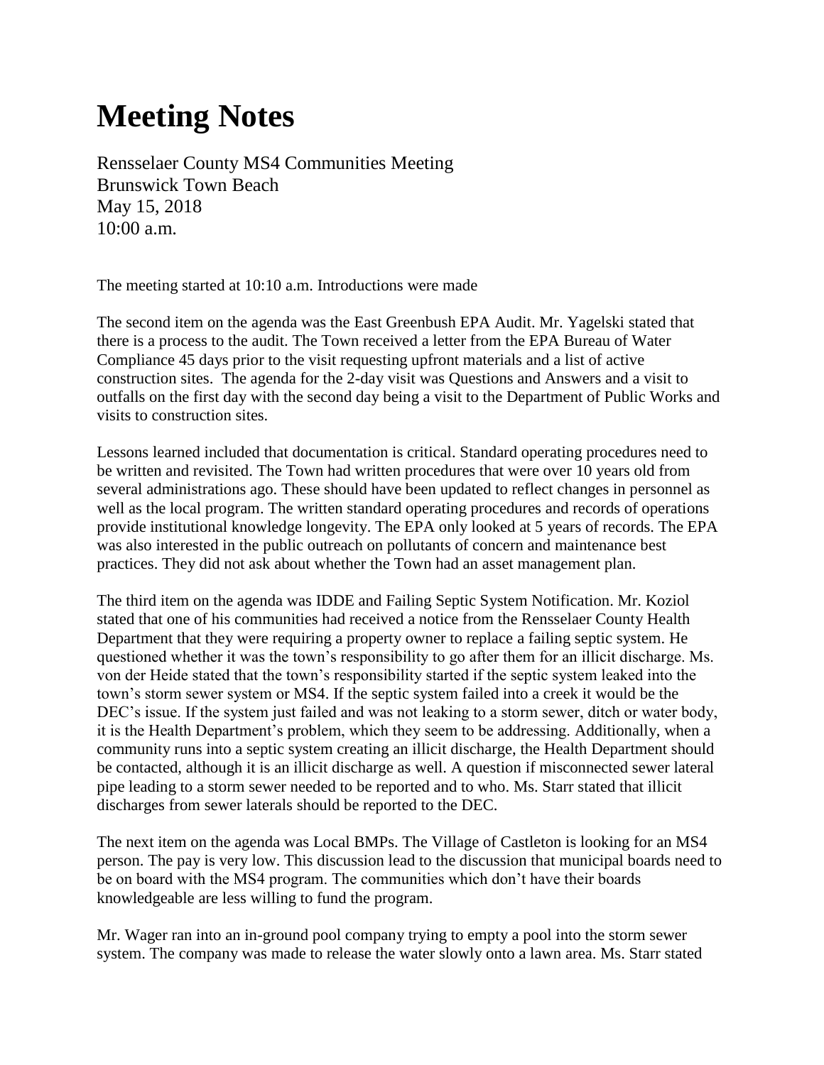# Meeting Notes

Rensselaer County MS4 Communities Meeting
Brunswick Town Beach
May 15, 2018
10:00 a.m.

The meeting started at 10:10 a.m. Introductions were made

The second item on the agenda was the East Greenbush EPA Audit. Mr. Yagelski stated that there is a process to the audit. The Town received a letter from the EPA Bureau of Water Compliance 45 days prior to the visit requesting upfront materials and a list of active construction sites. The agenda for the 2-day visit was Questions and Answers and a visit to outfalls on the first day with the second day being a visit to the Department of Public Works and visits to construction sites.

Lessons learned included that documentation is critical. Standard operating procedures need to be written and revisited. The Town had written procedures that were over 10 years old from several administrations ago. These should have been updated to reflect changes in personnel as well as the local program. The written standard operating procedures and records of operations provide institutional knowledge longevity. The EPA only looked at 5 years of records. The EPA was also interested in the public outreach on pollutants of concern and maintenance best practices. They did not ask about whether the Town had an asset management plan.

The third item on the agenda was IDDE and Failing Septic System Notification. Mr. Koziol stated that one of his communities had received a notice from the Rensselaer County Health Department that they were requiring a property owner to replace a failing septic system. He questioned whether it was the town's responsibility to go after them for an illicit discharge. Ms. von der Heide stated that the town's responsibility started if the septic system leaked into the town's storm sewer system or MS4. If the septic system failed into a creek it would be the DEC's issue. If the system just failed and was not leaking to a storm sewer, ditch or water body, it is the Health Department's problem, which they seem to be addressing. Additionally, when a community runs into a septic system creating an illicit discharge, the Health Department should be contacted, although it is an illicit discharge as well. A question if misconnected sewer lateral pipe leading to a storm sewer needed to be reported and to who. Ms. Starr stated that illicit discharges from sewer laterals should be reported to the DEC.

The next item on the agenda was Local BMPs. The Village of Castleton is looking for an MS4 person. The pay is very low. This discussion lead to the discussion that municipal boards need to be on board with the MS4 program. The communities which don't have their boards knowledgeable are less willing to fund the program.

Mr. Wager ran into an in-ground pool company trying to empty a pool into the storm sewer system. The company was made to release the water slowly onto a lawn area. Ms. Starr stated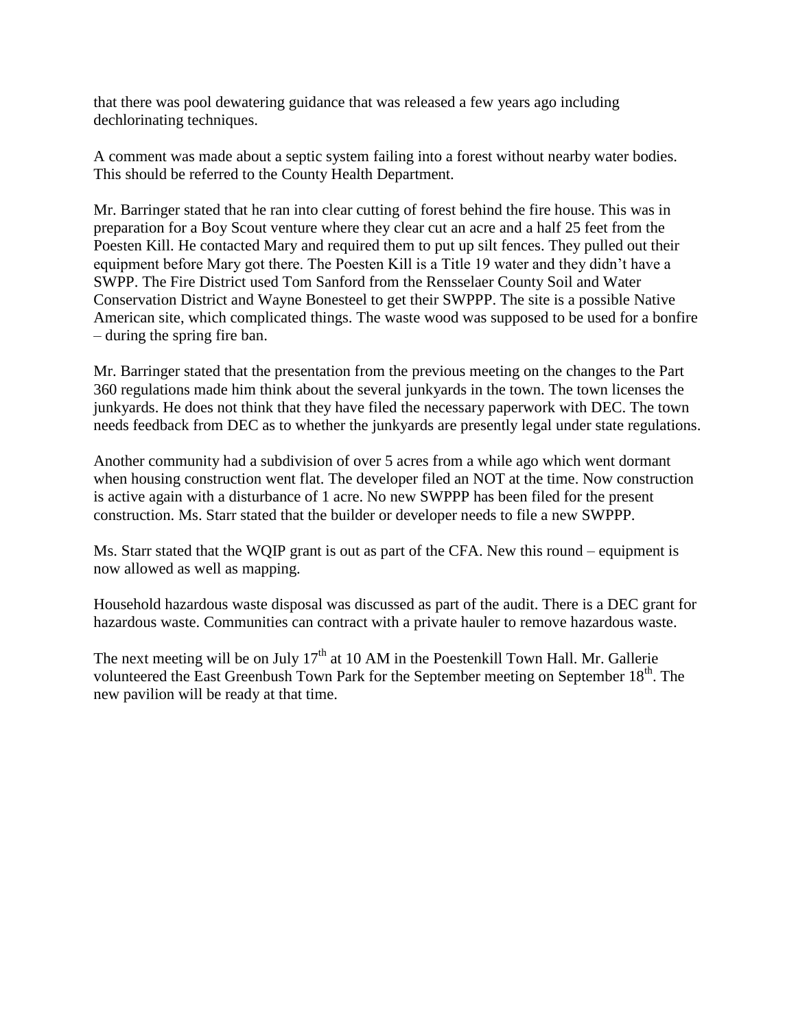that there was pool dewatering guidance that was released a few years ago including dechlorinating techniques.

A comment was made about a septic system failing into a forest without nearby water bodies. This should be referred to the County Health Department.

Mr. Barringer stated that he ran into clear cutting of forest behind the fire house. This was in preparation for a Boy Scout venture where they clear cut an acre and a half 25 feet from the Poesten Kill. He contacted Mary and required them to put up silt fences. They pulled out their equipment before Mary got there. The Poesten Kill is a Title 19 water and they didn't have a SWPP. The Fire District used Tom Sanford from the Rensselaer County Soil and Water Conservation District and Wayne Bonesteel to get their SWPPP. The site is a possible Native American site, which complicated things. The waste wood was supposed to be used for a bonfire – during the spring fire ban.

Mr. Barringer stated that the presentation from the previous meeting on the changes to the Part 360 regulations made him think about the several junkyards in the town. The town licenses the junkyards. He does not think that they have filed the necessary paperwork with DEC. The town needs feedback from DEC as to whether the junkyards are presently legal under state regulations.

Another community had a subdivision of over 5 acres from a while ago which went dormant when housing construction went flat. The developer filed an NOT at the time. Now construction is active again with a disturbance of 1 acre. No new SWPPP has been filed for the present construction. Ms. Starr stated that the builder or developer needs to file a new SWPPP.

Ms. Starr stated that the WQIP grant is out as part of the CFA. New this round – equipment is now allowed as well as mapping.

Household hazardous waste disposal was discussed as part of the audit. There is a DEC grant for hazardous waste. Communities can contract with a private hauler to remove hazardous waste.

The next meeting will be on July 17th at 10 AM in the Poestenkill Town Hall. Mr. Gallerie volunteered the East Greenbush Town Park for the September meeting on September 18th. The new pavilion will be ready at that time.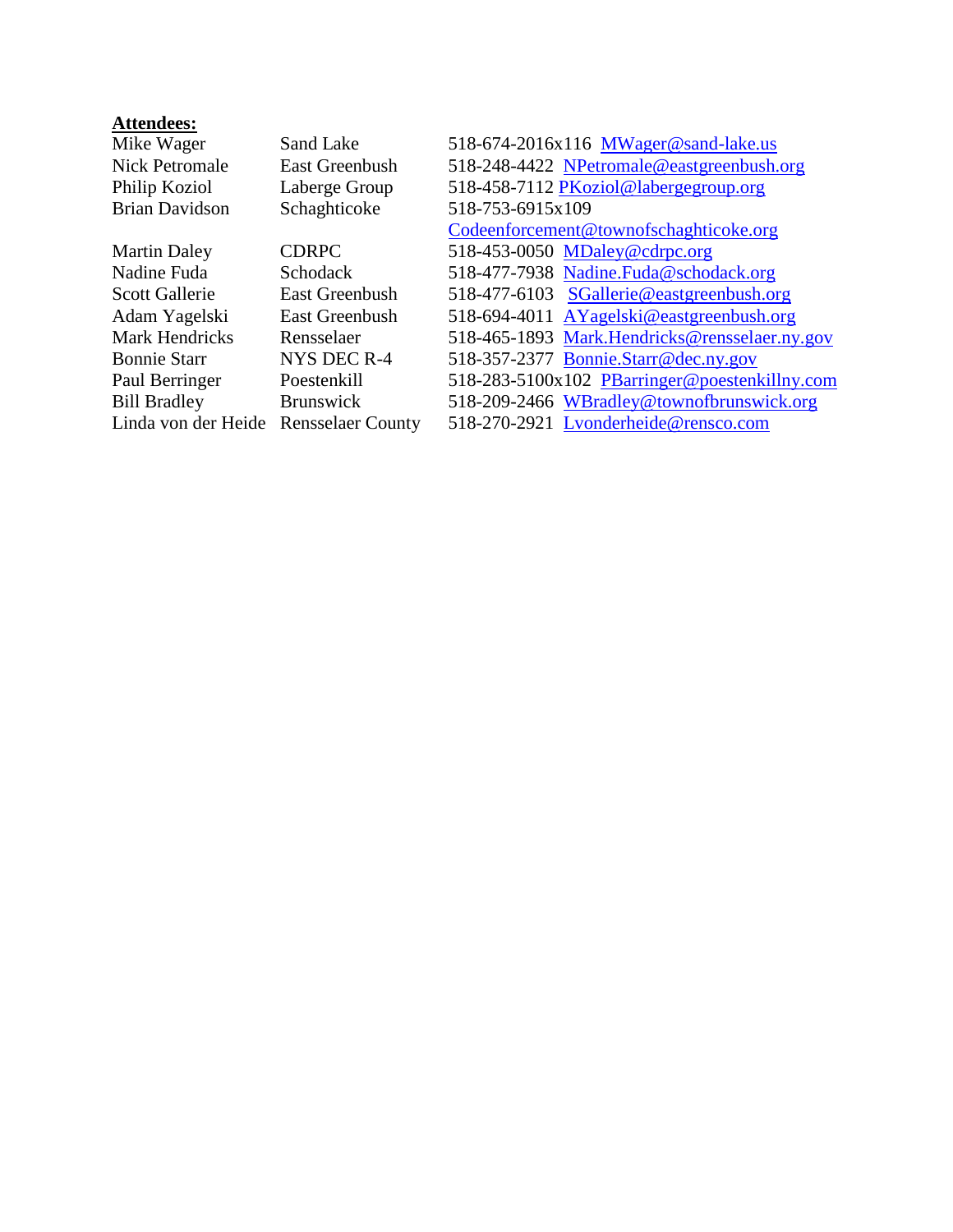**Attendees:**

| | | | |
|---|---|---|---|
| Mike Wager | Sand Lake | 518-674-2016x116 | MWager@sand-lake.us |
| Nick Petromale | East Greenbush | 518-248-4422 | NPetromale@eastgreenbush.org |
| Philip Koziol | Laberge Group | 518-458-7112 | PKoziol@labergegroup.org |
| Brian Davidson | Schaghticoke | 518-753-6915x109 | Codeenforcement@townofschaghticoke.org |
| Martin Daley | CDRPC | 518-453-0050 | MDaley@cdrpc.org |
| Nadine Fuda | Schodack | 518-477-7938 | Nadine.Fuda@schodack.org |
| Scott Gallerie | East Greenbush | 518-477-6103 | SGallerie@eastgreenbush.org |
| Adam Yagelski | East Greenbush | 518-694-4011 | AYagelski@eastgreenbush.org |
| Mark Hendricks | Rensselaer | 518-465-1893 | Mark.Hendricks@rensselaer.ny.gov |
| Bonnie Starr | NYS DEC R-4 | 518-357-2377 | Bonnie.Starr@dec.ny.gov |
| Paul Berringer | Poestenkill | 518-283-5100x102 | PBarringer@poestenkillny.com |
| Bill Bradley | Brunswick | 518-209-2466 | WBradley@townofbrunswick.org |
| Linda von der Heide | Rensselaer County | 518-270-2921 | Lvonderheide@rensco.com |